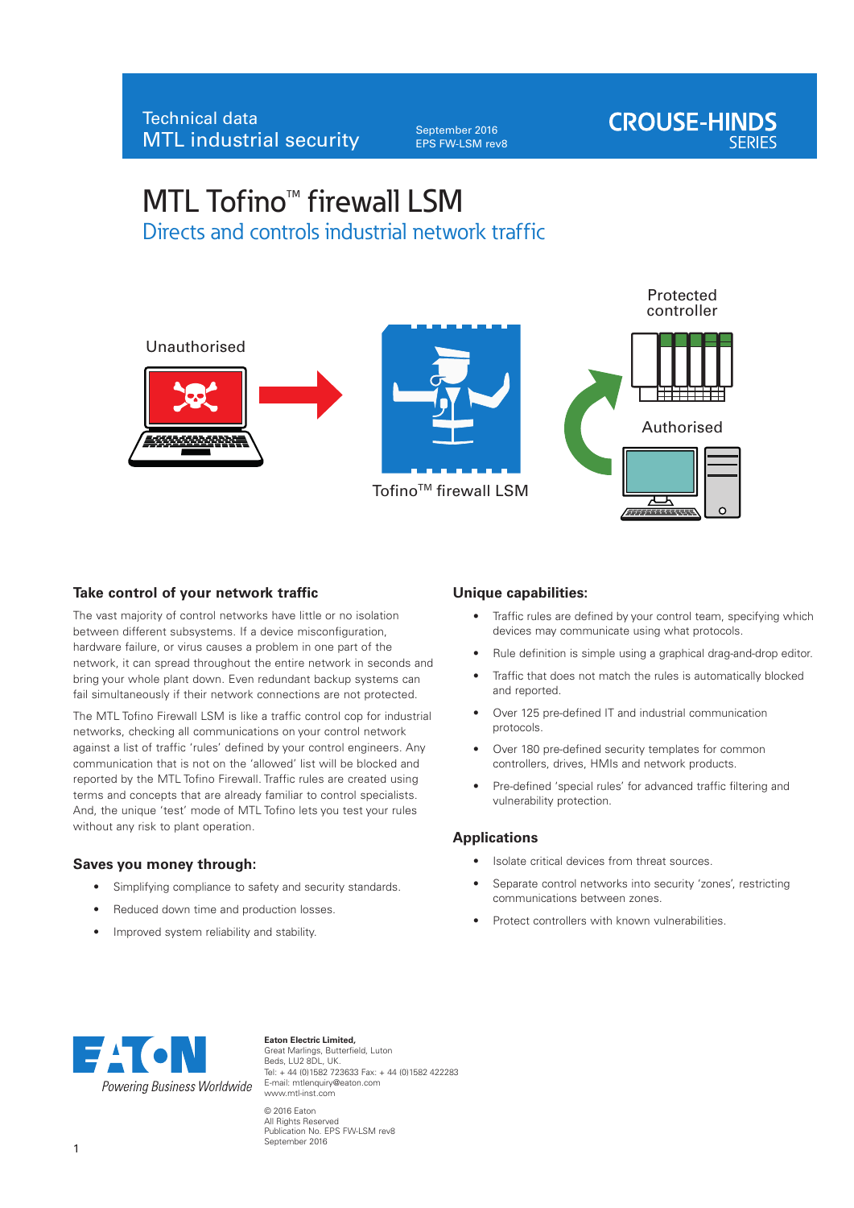Technical data
MTL industrial security

September 2016
EPS FW-LSM rev8

CROUSE-HINDS SERIES

# MTL Tofino™ firewall LSM

## Directs and controls industrial network traffic

Unauthorised

Tofino™ firewall LSM

Protected controller

Authorised

### Take control of your network traffic

The vast majority of control networks have little or no isolation between different subsystems. If a device misconfiguration, hardware failure, or virus causes a problem in one part of the network, it can spread throughout the entire network in seconds and bring your whole plant down. Even redundant backup systems can fail simultaneously if their network connections are not protected.

The MTL Tofino Firewall LSM is like a traffic control cop for industrial networks, checking all communications on your control network against a list of traffic 'rules' defined by your control engineers. Any communication that is not on the 'allowed' list will be blocked and reported by the MTL Tofino Firewall. Traffic rules are created using terms and concepts that are already familiar to control specialists. And, the unique 'test' mode of MTL Tofino lets you test your rules without any risk to plant operation.

### Saves you money through:

- Simplifying compliance to safety and security standards.
- Reduced down time and production losses.
- Improved system reliability and stability.

### Unique capabilities:

- Traffic rules are defined by your control team, specifying which devices may communicate using what protocols.
- Rule definition is simple using a graphical drag-and-drop editor.
- Traffic that does not match the rules is automatically blocked and reported.
- Over 125 pre-defined IT and industrial communication protocols.
- Over 180 pre-defined security templates for common controllers, drives, HMIs and network products.
- Pre-defined 'special rules' for advanced traffic filtering and vulnerability protection.

### Applications

- Isolate critical devices from threat sources.
- Separate control networks into security 'zones', restricting communications between zones.
- Protect controllers with known vulnerabilities.

EATON
*Powering Business Worldwide*

**Eaton Electric Limited,**
Great Marlings, Butterfield, Luton
Beds, LU2 8DL, UK.
Tel: + 44 (0)1582 723633 Fax: + 44 (0)1582 422283
E-mail: mtlenquiry@eaton.com
www.mtl-inst.com

© 2016 Eaton
All Rights Reserved
Publication No. EPS FW-LSM rev8
September 2016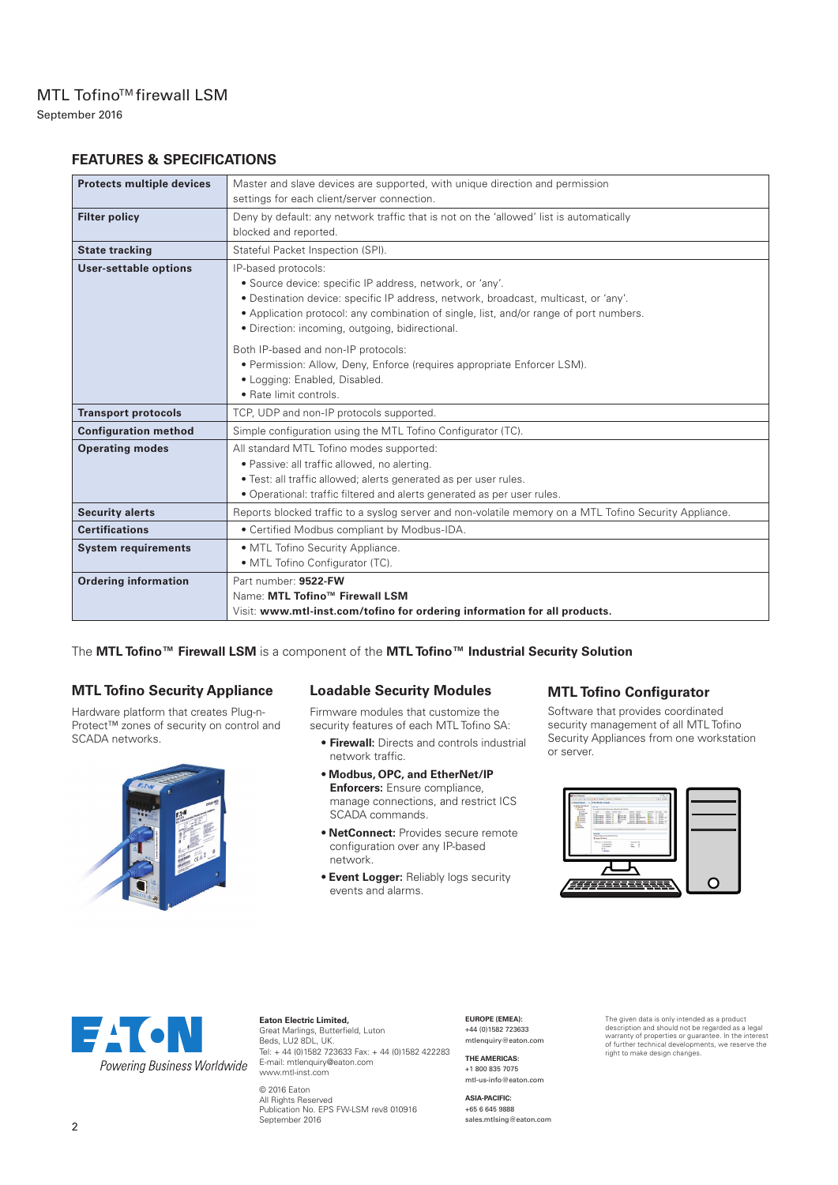MTL Tofino™ firewall LSM

September 2016

## FEATURES & SPECIFICATIONS

| | |
|---|---|
| **Protects multiple devices** | Master and slave devices are supported, with unique direction and permission settings for each client/server connection. |
| **Filter policy** | Deny by default: any network traffic that is not on the 'allowed' list is automatically blocked and reported. |
| **State tracking** | Stateful Packet Inspection (SPI). |
| **User-settable options** | IP-based protocols:<br>• Source device: specific IP address, network, or 'any'.<br>• Destination device: specific IP address, network, broadcast, multicast, or 'any'.<br>• Application protocol: any combination of single, list, and/or range of port numbers.<br>• Direction: incoming, outgoing, bidirectional.<br><br>Both IP-based and non-IP protocols:<br>• Permission: Allow, Deny, Enforce (requires appropriate Enforcer LSM).<br>• Logging: Enabled, Disabled.<br>• Rate limit controls. |
| **Transport protocols** | TCP, UDP and non-IP protocols supported. |
| **Configuration method** | Simple configuration using the MTL Tofino Configurator (TC). |
| **Operating modes** | All standard MTL Tofino modes supported:<br>• Passive: all traffic allowed, no alerting.<br>• Test: all traffic allowed; alerts generated as per user rules.<br>• Operational: traffic filtered and alerts generated as per user rules. |
| **Security alerts** | Reports blocked traffic to a syslog server and non-volatile memory on a MTL Tofino Security Appliance. |
| **Certifications** | • Certified Modbus compliant by Modbus-IDA. |
| **System requirements** | • MTL Tofino Security Appliance.<br>• MTL Tofino Configurator (TC). |
| **Ordering information** | Part number: **9522-FW**<br>Name: **MTL Tofino™ Firewall LSM**<br>Visit: **www.mtl-inst.com/tofino for ordering information for all products.** |

The **MTL Tofino™ Firewall LSM** is a component of the **MTL Tofino™ Industrial Security Solution**

### MTL Tofino Security Appliance

Hardware platform that creates Plug-n-Protect™ zones of security on control and SCADA networks.

### Loadable Security Modules

Firmware modules that customize the security features of each MTL Tofino SA:

- **Firewall:** Directs and controls industrial network traffic.
- **Modbus, OPC, and EtherNet/IP Enforcers:** Ensure compliance, manage connections, and restrict ICS SCADA commands.
- **NetConnect:** Provides secure remote configuration over any IP-based network.
- **Event Logger:** Reliably logs security events and alarms.

### MTL Tofino Configurator

Software that provides coordinated security management of all MTL Tofino Security Appliances from one workstation or server.

Powering Business Worldwide

**Eaton Electric Limited,**
Great Marlings, Butterfield, Luton
Beds, LU2 8DL, UK.
Tel: + 44 (0)1582 723633 Fax: + 44 (0)1582 422283
E-mail: mtlenquiry@eaton.com
www.mtl-inst.com

© 2016 Eaton
All Rights Reserved
Publication No. EPS FW-LSM rev8 010916
September 2016

**EUROPE (EMEA):**
+44 (0)1582 723633
mtlenquiry@eaton.com

**THE AMERICAS:**
+1 800 835 7075
mtl-us-info@eaton.com

**ASIA-PACIFIC:**
+65 6 645 9888
sales.mtlsing@eaton.com

The given data is only intended as a product description and should not be regarded as a legal warranty of properties or guarantee. In the interest of further technical developments, we reserve the right to make design changes.